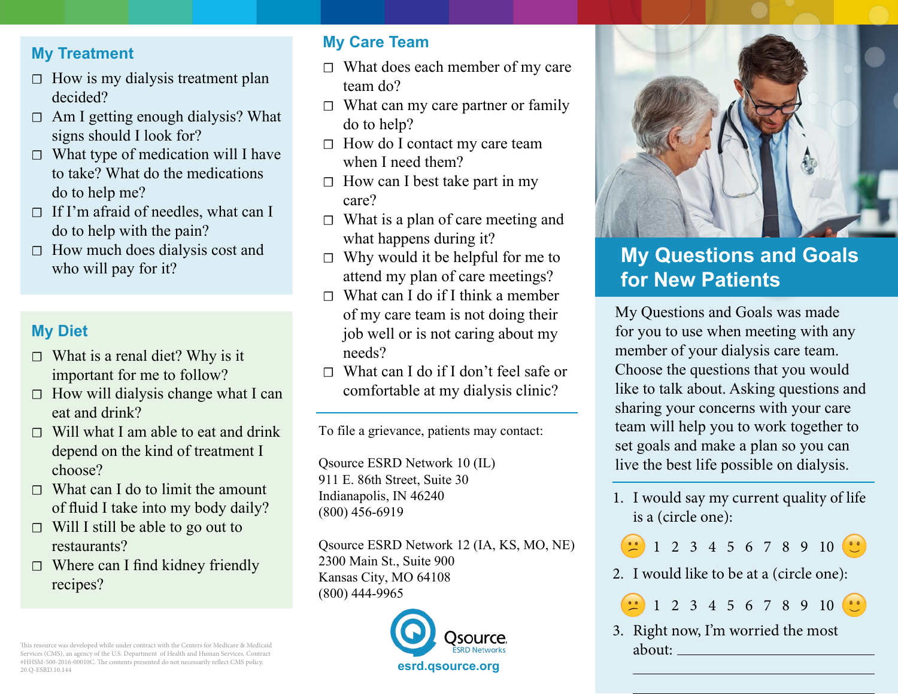## My Treatment

- ☐ How is my dialysis treatment plan decided?
- ☐ Am I getting enough dialysis? What signs should I look for?
- ☐ What type of medication will I have to take? What do the medications do to help me?
- ☐ If I'm afraid of needles, what can I do to help with the pain?
- ☐ How much does dialysis cost and who will pay for it?

## My Diet

- ☐ What is a renal diet? Why is it important for me to follow?
- ☐ How will dialysis change what I can eat and drink?
- ☐ Will what I am able to eat and drink depend on the kind of treatment I choose?
- ☐ What can I do to limit the amount of fluid I take into my body daily?
- ☐ Will I still be able to go out to restaurants?
- ☐ Where can I find kidney friendly recipes?

This resource was developed while under contract with the Centers for Medicare & Medicaid Services (CMS), an agency of the U.S. Department of Health and Human Services. Contract #HHSM-500-2016-00010C. The contents presented do not necessarily reflect CMS policy. 20.Q-ESRD.10.144

## My Care Team

- ☐ What does each member of my care team do?
- ☐ What can my care partner or family do to help?
- ☐ How do I contact my care team when I need them?
- ☐ How can I best take part in my care?
- ☐ What is a plan of care meeting and what happens during it?
- ☐ Why would it be helpful for me to attend my plan of care meetings?
- ☐ What can I do if I think a member of my care team is not doing their job well or is not caring about my needs?
- ☐ What can I do if I don't feel safe or comfortable at my dialysis clinic?

---

To file a grievance, patients may contact:

Qsource ESRD Network 10 (IL)
911 E. 86th Street, Suite 30
Indianapolis, IN 46240
(800) 456-6919

Qsource ESRD Network 12 (IA, KS, MO, NE)
2300 Main St., Suite 900
Kansas City, MO 64108
(800) 444-9965

Qsource ESRD Networks
esrd.qsource.org

# My Questions and Goals for New Patients

My Questions and Goals was made for you to use when meeting with any member of your dialysis care team. Choose the questions that you would like to talk about. Asking questions and sharing your concerns with your care team will help you to work together to set goals and make a plan so you can live the best life possible on dialysis.

---

1. I would say my current quality of life is a (circle one):

   😕 1 2 3 4 5 6 7 8 9 10 🙂

2. I would like to be at a (circle one):

   😕 1 2 3 4 5 6 7 8 9 10 🙂

3. Right now, I'm worried the most about: ______________________
   ______________________________
   ______________________________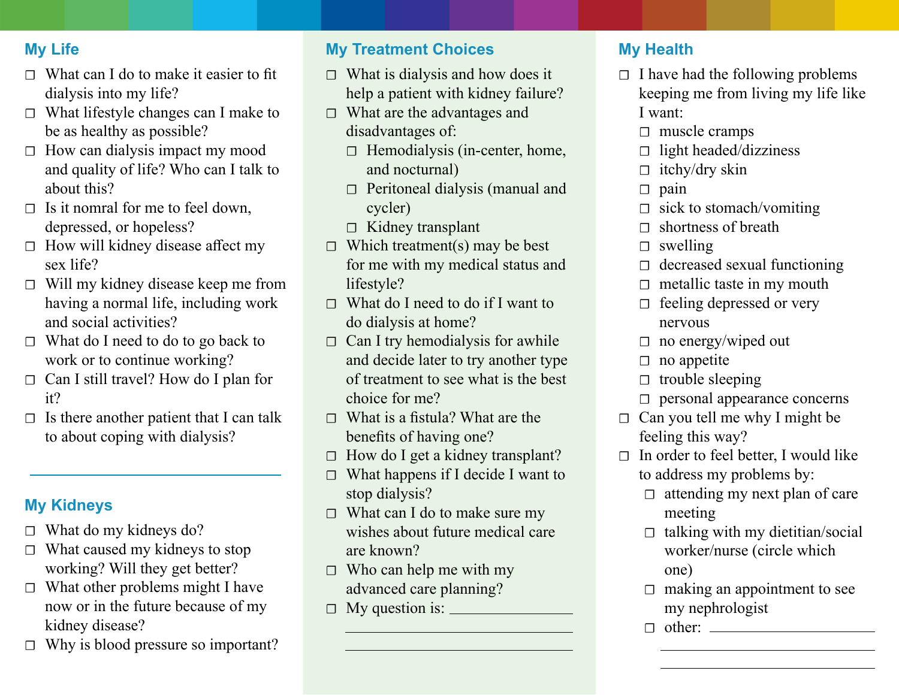## My Life

- ☐ What can I do to make it easier to fit dialysis into my life?
- ☐ What lifestyle changes can I make to be as healthy as possible?
- ☐ How can dialysis impact my mood and quality of life? Who can I talk to about this?
- ☐ Is it nomral for me to feel down, depressed, or hopeless?
- ☐ How will kidney disease affect my sex life?
- ☐ Will my kidney disease keep me from having a normal life, including work and social activities?
- ☐ What do I need to do to go back to work or to continue working?
- ☐ Can I still travel? How do I plan for it?
- ☐ Is there another patient that I can talk to about coping with dialysis?

## My Kidneys

- ☐ What do my kidneys do?
- ☐ What caused my kidneys to stop working? Will they get better?
- ☐ What other problems might I have now or in the future because of my kidney disease?
- ☐ Why is blood pressure so important?

## My Treatment Choices

- ☐ What is dialysis and how does it help a patient with kidney failure?
- ☐ What are the advantages and disadvantages of:
  - ☐ Hemodialysis (in-center, home, and nocturnal)
  - ☐ Peritoneal dialysis (manual and cycler)
  - ☐ Kidney transplant
- ☐ Which treatment(s) may be best for me with my medical status and lifestyle?
- ☐ What do I need to do if I want to do dialysis at home?
- ☐ Can I try hemodialysis for awhile and decide later to try another type of treatment to see what is the best choice for me?
- ☐ What is a fistula? What are the benefits of having one?
- ☐ How do I get a kidney transplant?
- ☐ What happens if I decide I want to stop dialysis?
- ☐ What can I do to make sure my wishes about future medical care are known?
- ☐ Who can help me with my advanced care planning?
- ☐ My question is: ____________________

  ____________________

  ____________________

## My Health

- ☐ I have had the following problems keeping me from living my life like I want:
  - ☐ muscle cramps
  - ☐ light headed/dizziness
  - ☐ itchy/dry skin
  - ☐ pain
  - ☐ sick to stomach/vomiting
  - ☐ shortness of breath
  - ☐ swelling
  - ☐ decreased sexual functioning
  - ☐ metallic taste in my mouth
  - ☐ feeling depressed or very nervous
  - ☐ no energy/wiped out
  - ☐ no appetite
  - ☐ trouble sleeping
  - ☐ personal appearance concerns
- ☐ Can you tell me why I might be feeling this way?
- ☐ In order to feel better, I would like to address my problems by:
  - ☐ attending my next plan of care meeting
  - ☐ talking with my dietitian/social worker/nurse (circle which one)
  - ☐ making an appointment to see my nephrologist
  - ☐ other: ____________________

    ____________________

    ____________________